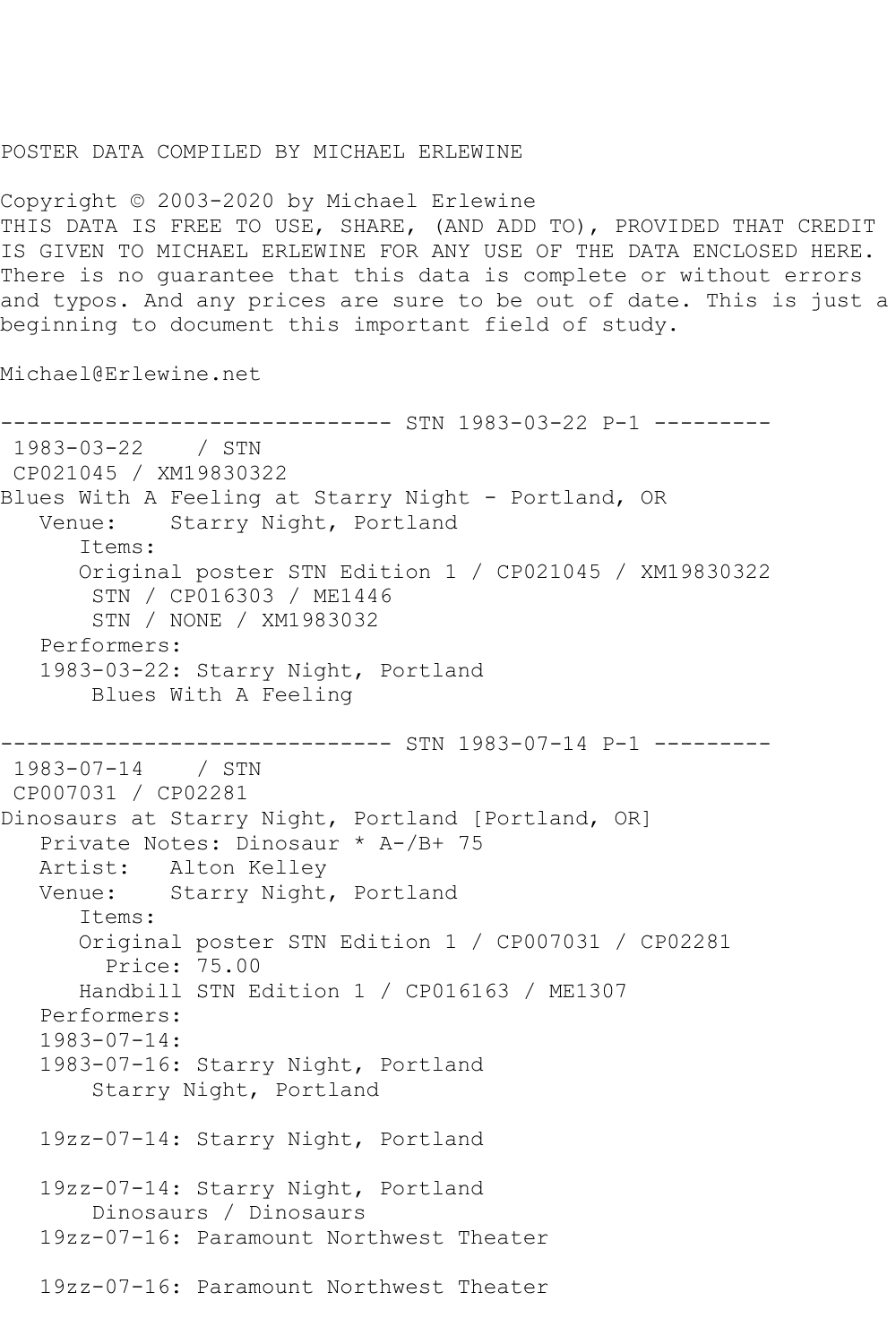POSTER DATA COMPILED BY MICHAEL ERLEWINE

Copyright © 2003-2020 by Michael Erlewine
THIS DATA IS FREE TO USE, SHARE, (AND ADD TO), PROVIDED THAT CREDIT IS GIVEN TO MICHAEL ERLEWINE FOR ANY USE OF THE DATA ENCLOSED HERE. There is no guarantee that this data is complete or without errors and typos. And any prices are sure to be out of date. This is just a beginning to document this important field of study.

Michael@Erlewine.net

```
------------------------------ STN 1983-03-22 P-1 ---------
 1983-03-22    / STN
 CP021045 / XM19830322
Blues With A Feeling at Starry Night - Portland, OR
   Venue:    Starry Night, Portland
      Items:
      Original poster STN Edition 1 / CP021045 / XM19830322
       STN / CP016303 / ME1446
       STN / NONE / XM1983032
   Performers:
   1983-03-22: Starry Night, Portland
       Blues With A Feeling

------------------------------ STN 1983-07-14 P-1 ---------
 1983-07-14    / STN
 CP007031 / CP02281
Dinosaurs at Starry Night, Portland [Portland, OR]
   Private Notes: Dinosaur * A-/B+ 75
   Artist:   Alton Kelley
   Venue:    Starry Night, Portland
      Items:
      Original poster STN Edition 1 / CP007031 / CP02281
        Price: 75.00
      Handbill STN Edition 1 / CP016163 / ME1307
   Performers:
   1983-07-14:
   1983-07-16: Starry Night, Portland
       Starry Night, Portland

   19zz-07-14: Starry Night, Portland

   19zz-07-14: Starry Night, Portland
       Dinosaurs / Dinosaurs
   19zz-07-16: Paramount Northwest Theater

   19zz-07-16: Paramount Northwest Theater
```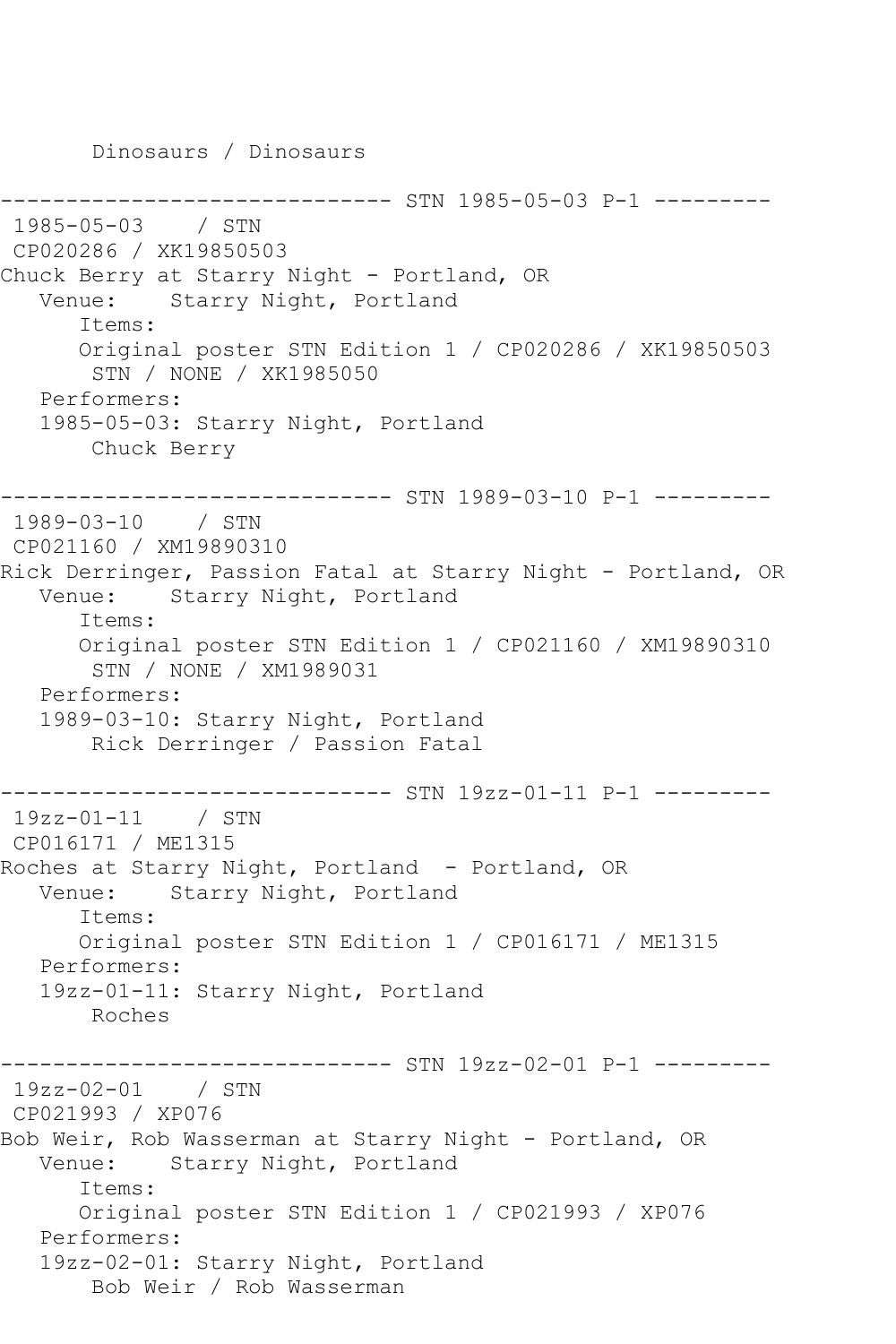```
       Dinosaurs / Dinosaurs

------------------------------ STN 1985-05-03 P-1 ---------
 1985-05-03    / STN
 CP020286 / XK19850503
Chuck Berry at Starry Night - Portland, OR
   Venue:    Starry Night, Portland
      Items:
      Original poster STN Edition 1 / CP020286 / XK19850503
       STN / NONE / XK1985050
   Performers:
   1985-05-03: Starry Night, Portland
       Chuck Berry

------------------------------ STN 1989-03-10 P-1 ---------
 1989-03-10    / STN
 CP021160 / XM19890310
Rick Derringer, Passion Fatal at Starry Night - Portland, OR
   Venue:    Starry Night, Portland
      Items:
      Original poster STN Edition 1 / CP021160 / XM19890310
       STN / NONE / XM1989031
   Performers:
   1989-03-10: Starry Night, Portland
       Rick Derringer / Passion Fatal

------------------------------ STN 19zz-01-11 P-1 ---------
 19zz-01-11    / STN
 CP016171 / ME1315
Roches at Starry Night, Portland  - Portland, OR
   Venue:    Starry Night, Portland
      Items:
      Original poster STN Edition 1 / CP016171 / ME1315
   Performers:
   19zz-01-11: Starry Night, Portland
       Roches

------------------------------ STN 19zz-02-01 P-1 ---------
 19zz-02-01    / STN
 CP021993 / XP076
Bob Weir, Rob Wasserman at Starry Night - Portland, OR
   Venue:    Starry Night, Portland
      Items:
      Original poster STN Edition 1 / CP021993 / XP076
   Performers:
   19zz-02-01: Starry Night, Portland
       Bob Weir / Rob Wasserman
```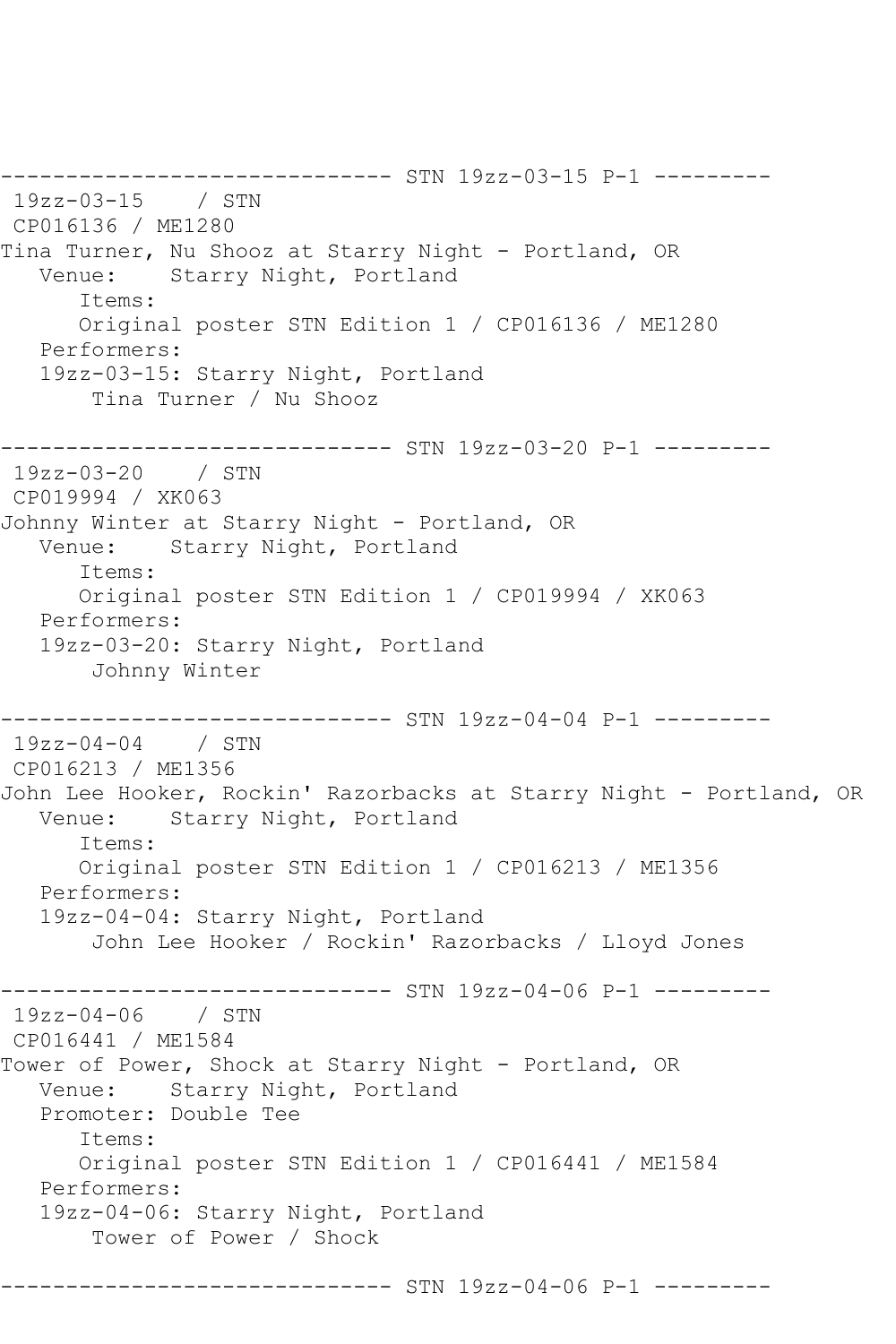------------------------------ STN 19zz-03-15 P-1 ---------

19zz-03-15 / STN

CP016136 / ME1280

Tina Turner, Nu Shooz at Starry Night - Portland, OR

Venue: Starry Night, Portland

Items:

Original poster STN Edition 1 / CP016136 / ME1280

Performers:

19zz-03-15: Starry Night, Portland

Tina Turner / Nu Shooz

------------------------------ STN 19zz-03-20 P-1 ---------

19zz-03-20 / STN

CP019994 / XK063

Johnny Winter at Starry Night - Portland, OR

Venue: Starry Night, Portland

Items:

Original poster STN Edition 1 / CP019994 / XK063

Performers:

19zz-03-20: Starry Night, Portland

Johnny Winter

------------------------------ STN 19zz-04-04 P-1 ---------

19zz-04-04 / STN

CP016213 / ME1356

John Lee Hooker, Rockin' Razorbacks at Starry Night - Portland, OR

Venue: Starry Night, Portland

Items:

Original poster STN Edition 1 / CP016213 / ME1356

Performers:

19zz-04-04: Starry Night, Portland

John Lee Hooker / Rockin' Razorbacks / Lloyd Jones

------------------------------ STN 19zz-04-06 P-1 ---------

19zz-04-06 / STN

CP016441 / ME1584

Tower of Power, Shock at Starry Night - Portland, OR

Venue: Starry Night, Portland

Promoter: Double Tee

Items:

Original poster STN Edition 1 / CP016441 / ME1584

Performers:

19zz-04-06: Starry Night, Portland

Tower of Power / Shock

------------------------------ STN 19zz-04-06 P-1 ---------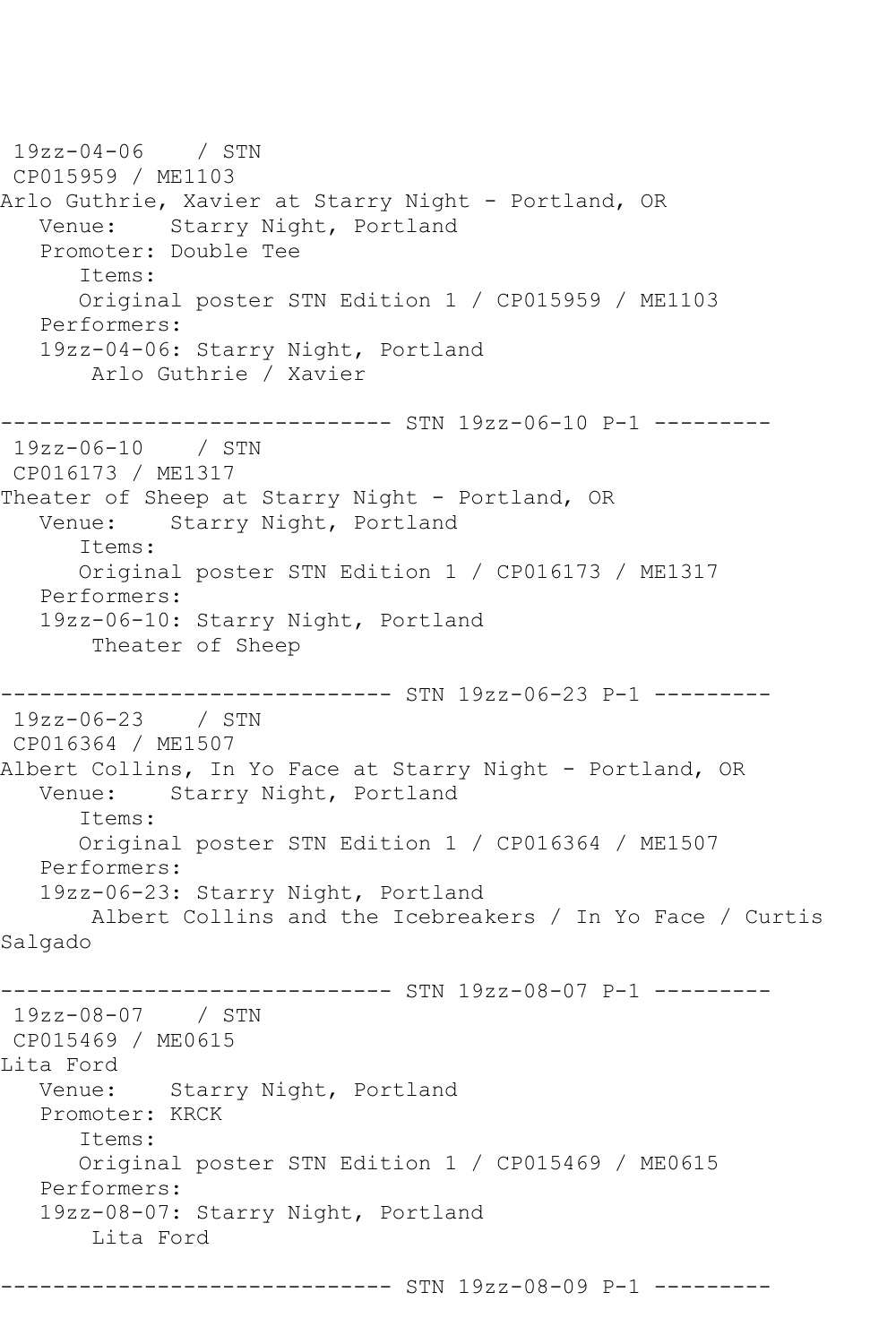19zz-04-06 / STN
CP015959 / ME1103
Arlo Guthrie, Xavier at Starry Night - Portland, OR
Venue: Starry Night, Portland
Promoter: Double Tee
Items:
Original poster STN Edition 1 / CP015959 / ME1103
Performers:
19zz-04-06: Starry Night, Portland
Arlo Guthrie / Xavier

------------------------------ STN 19zz-06-10 P-1 ---------
19zz-06-10 / STN
CP016173 / ME1317
Theater of Sheep at Starry Night - Portland, OR
Venue: Starry Night, Portland
Items:
Original poster STN Edition 1 / CP016173 / ME1317
Performers:
19zz-06-10: Starry Night, Portland
Theater of Sheep

------------------------------ STN 19zz-06-23 P-1 ---------
19zz-06-23 / STN
CP016364 / ME1507
Albert Collins, In Yo Face at Starry Night - Portland, OR
Venue: Starry Night, Portland
Items:
Original poster STN Edition 1 / CP016364 / ME1507
Performers:
19zz-06-23: Starry Night, Portland
Albert Collins and the Icebreakers / In Yo Face / Curtis Salgado

------------------------------ STN 19zz-08-07 P-1 ---------
19zz-08-07 / STN
CP015469 / ME0615
Lita Ford
Venue: Starry Night, Portland
Promoter: KRCK
Items:
Original poster STN Edition 1 / CP015469 / ME0615
Performers:
19zz-08-07: Starry Night, Portland
Lita Ford

------------------------------ STN 19zz-08-09 P-1 ---------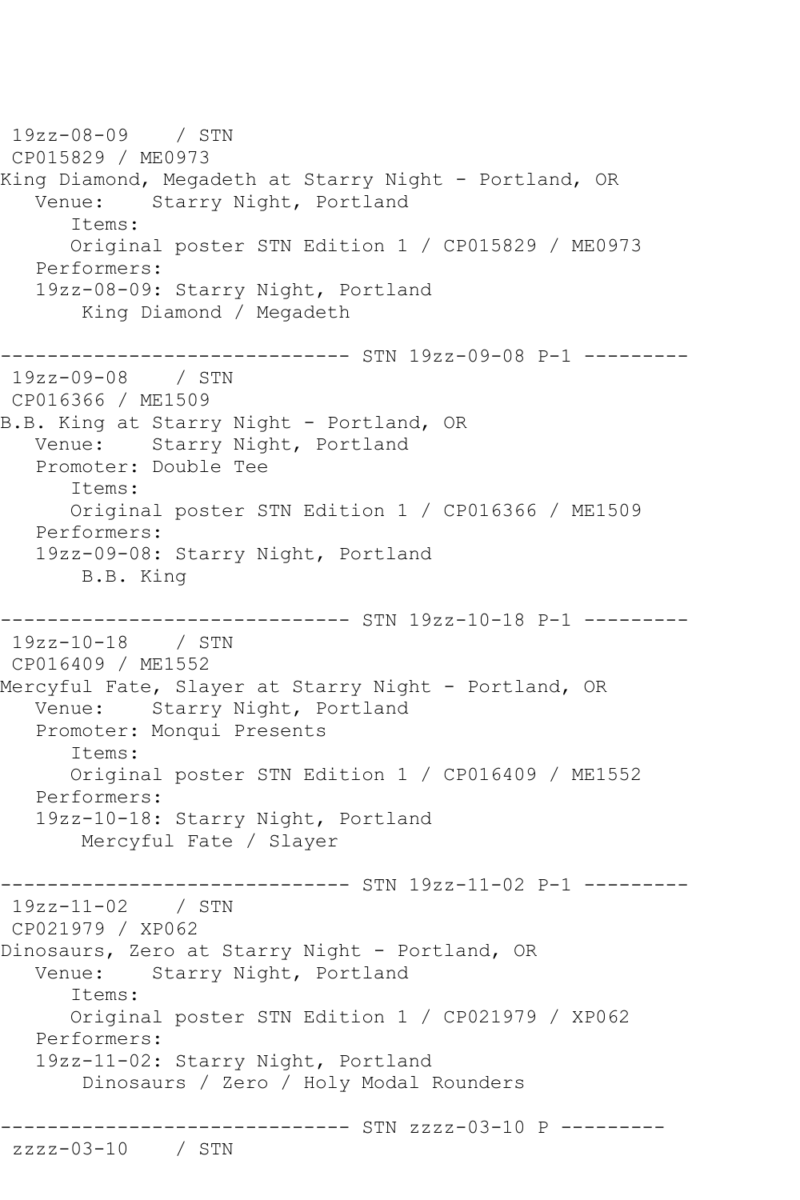```
 19zz-08-09    / STN
 CP015829 / ME0973
King Diamond, Megadeth at Starry Night - Portland, OR
   Venue:    Starry Night, Portland
      Items:
      Original poster STN Edition 1 / CP015829 / ME0973
   Performers:
   19zz-08-09: Starry Night, Portland
       King Diamond / Megadeth

------------------------------ STN 19zz-09-08 P-1 ---------
 19zz-09-08    / STN
 CP016366 / ME1509
B.B. King at Starry Night - Portland, OR
   Venue:    Starry Night, Portland
   Promoter: Double Tee
      Items:
      Original poster STN Edition 1 / CP016366 / ME1509
   Performers:
   19zz-09-08: Starry Night, Portland
       B.B. King

------------------------------ STN 19zz-10-18 P-1 ---------
 19zz-10-18    / STN
 CP016409 / ME1552
Mercyful Fate, Slayer at Starry Night - Portland, OR
   Venue:    Starry Night, Portland
   Promoter: Monqui Presents
      Items:
      Original poster STN Edition 1 / CP016409 / ME1552
   Performers:
   19zz-10-18: Starry Night, Portland
       Mercyful Fate / Slayer

------------------------------ STN 19zz-11-02 P-1 ---------
 19zz-11-02    / STN
 CP021979 / XP062
Dinosaurs, Zero at Starry Night - Portland, OR
   Venue:    Starry Night, Portland
      Items:
      Original poster STN Edition 1 / CP021979 / XP062
   Performers:
   19zz-11-02: Starry Night, Portland
       Dinosaurs / Zero / Holy Modal Rounders

------------------------------ STN zzzz-03-10 P ---------
 zzzz-03-10    / STN
```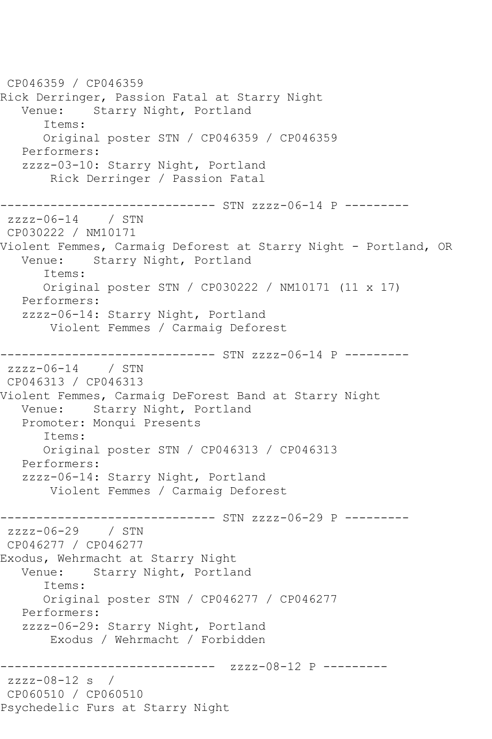```
 CP046359 / CP046359
Rick Derringer, Passion Fatal at Starry Night
   Venue:    Starry Night, Portland
      Items:
      Original poster STN / CP046359 / CP046359
   Performers:
   zzzz-03-10: Starry Night, Portland
       Rick Derringer / Passion Fatal

------------------------------ STN zzzz-06-14 P ---------
 zzzz-06-14    / STN
 CP030222 / NM10171
Violent Femmes, Carmaig Deforest at Starry Night - Portland, OR
   Venue:    Starry Night, Portland
      Items:
      Original poster STN / CP030222 / NM10171 (11 x 17)
   Performers:
   zzzz-06-14: Starry Night, Portland
       Violent Femmes / Carmaig Deforest

------------------------------ STN zzzz-06-14 P ---------
 zzzz-06-14    / STN
 CP046313 / CP046313
Violent Femmes, Carmaig DeForest Band at Starry Night
   Venue:    Starry Night, Portland
   Promoter: Monqui Presents
      Items:
      Original poster STN / CP046313 / CP046313
   Performers:
   zzzz-06-14: Starry Night, Portland
       Violent Femmes / Carmaig Deforest

------------------------------ STN zzzz-06-29 P ---------
 zzzz-06-29    / STN
 CP046277 / CP046277
Exodus, Wehrmacht at Starry Night
   Venue:    Starry Night, Portland
      Items:
      Original poster STN / CP046277 / CP046277
   Performers:
   zzzz-06-29: Starry Night, Portland
       Exodus / Wehrmacht / Forbidden

------------------------------  zzzz-08-12 P ---------
 zzzz-08-12 s  /
 CP060510 / CP060510
Psychedelic Furs at Starry Night
```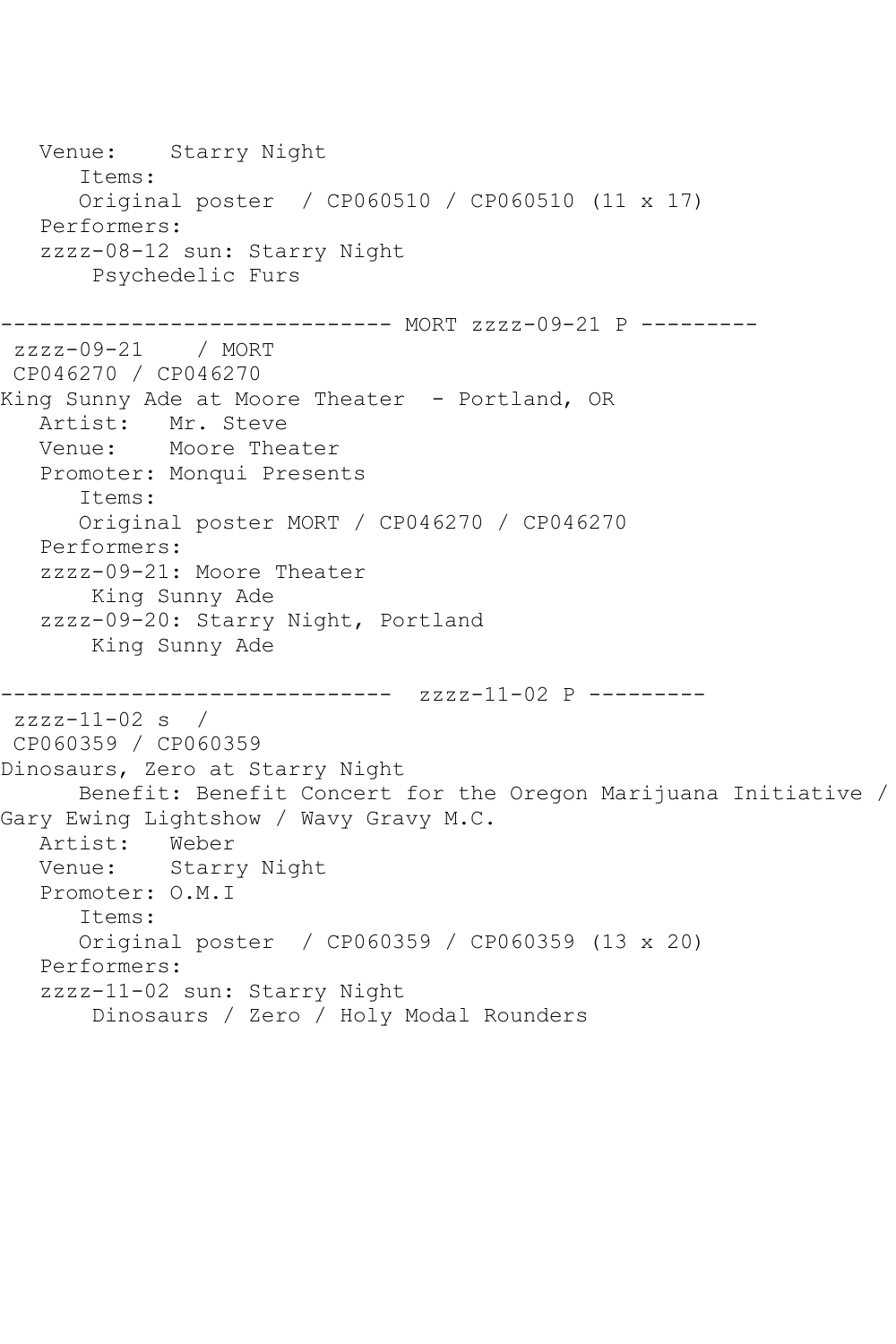Venue:    Starry Night
Items:
Original poster  / CP060510 / CP060510 (11 x 17)
Performers:
zzzz-08-12 sun: Starry Night
Psychedelic Furs

------------------------------ MORT zzzz-09-21 P ---------

zzzz-09-21    / MORT
CP046270 / CP046270
King Sunny Ade at Moore Theater  - Portland, OR
Artist:   Mr. Steve
Venue:    Moore Theater
Promoter: Monqui Presents
Items:
Original poster MORT / CP046270 / CP046270
Performers:
zzzz-09-21: Moore Theater
King Sunny Ade
zzzz-09-20: Starry Night, Portland
King Sunny Ade

------------------------------  zzzz-11-02 P ---------

zzzz-11-02 s  /
CP060359 / CP060359
Dinosaurs, Zero at Starry Night
Benefit: Benefit Concert for the Oregon Marijuana Initiative / Gary Ewing Lightshow / Wavy Gravy M.C.
Artist:   Weber
Venue:    Starry Night
Promoter: O.M.I
Items:
Original poster  / CP060359 / CP060359 (13 x 20)
Performers:
zzzz-11-02 sun: Starry Night
Dinosaurs / Zero / Holy Modal Rounders